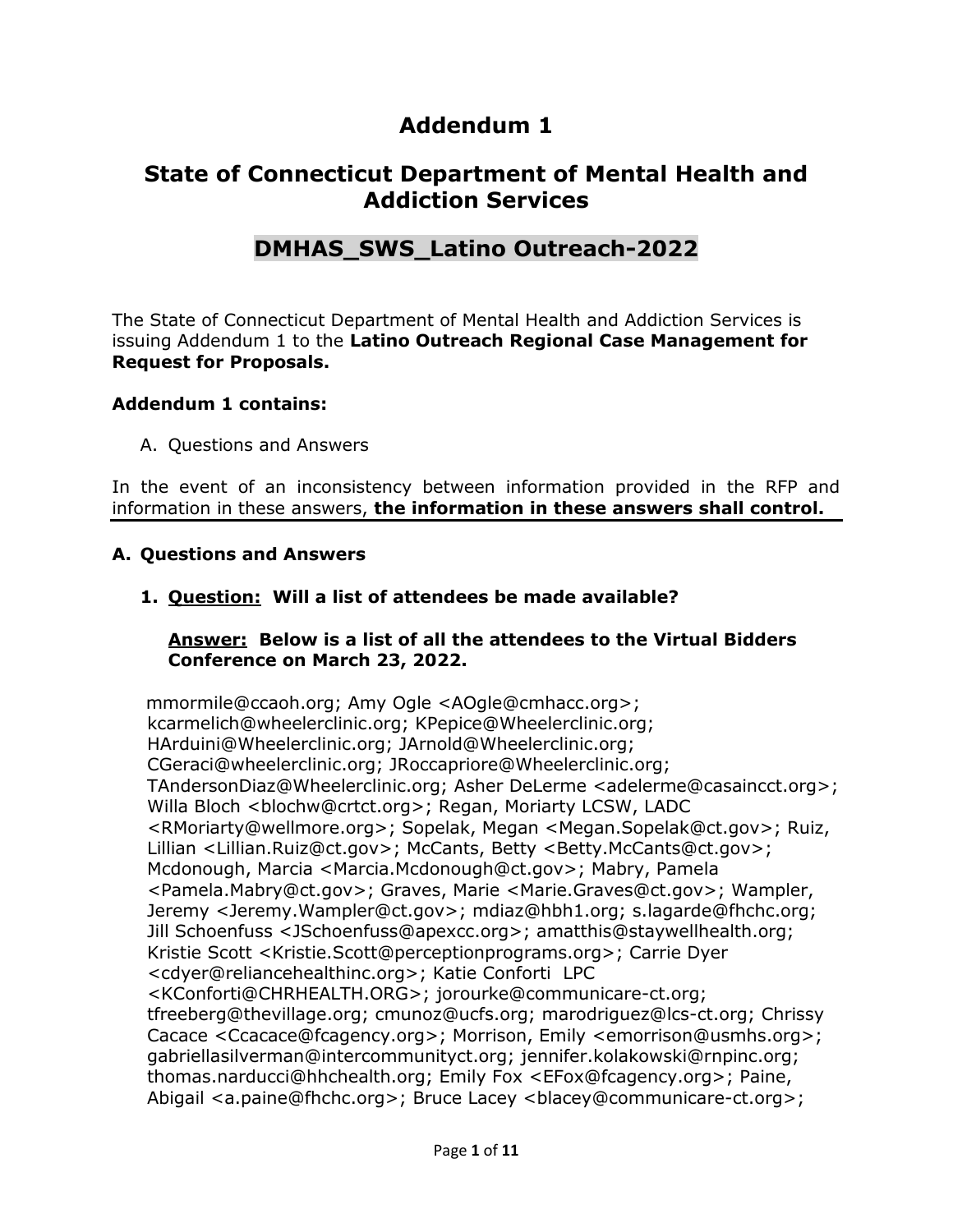# Addendum 1

## State of Connecticut Department of Mental Health and Addiction Services

## DMHAS_SWS_Latino Outreach-2022

The State of Connecticut Department of Mental Health and Addiction Services is issuing Addendum 1 to the **Latino Outreach Regional Case Management for Request for Proposals.**

**Addendum 1 contains:**

A. Questions and Answers

In the event of an inconsistency between information provided in the RFP and information in these answers, **the information in these answers shall control.**

### A. Questions and Answers

1. **Question: Will a list of attendees be made available?**

   **Answer: Below is a list of all the attendees to the Virtual Bidders Conference on March 23, 2022.**

mmormile@ccaoh.org; Amy Ogle <AOgle@cmhacc.org>; kcarmelich@wheelerclinic.org; KPepice@Wheelerclinic.org; HArduini@Wheelerclinic.org; JArnold@Wheelerclinic.org; CGeraci@wheelerclinic.org; JRoccapriore@Wheelerclinic.org; TAndersonDiaz@Wheelerclinic.org; Asher DeLerme <adelerme@casaincct.org>; Willa Bloch <blochw@crtct.org>; Regan, Moriarty LCSW, LADC <RMoriarty@wellmore.org>; Sopelak, Megan <Megan.Sopelak@ct.gov>; Ruiz, Lillian <Lillian.Ruiz@ct.gov>; McCants, Betty <Betty.McCants@ct.gov>; Mcdonough, Marcia <Marcia.Mcdonough@ct.gov>; Mabry, Pamela <Pamela.Mabry@ct.gov>; Graves, Marie <Marie.Graves@ct.gov>; Wampler, Jeremy <Jeremy.Wampler@ct.gov>; mdiaz@hbh1.org; s.lagarde@fhchc.org; Jill Schoenfuss <JSchoenfuss@apexcc.org>; amatthis@staywellhealth.org; Kristie Scott <Kristie.Scott@perceptionprograms.org>; Carrie Dyer <cdyer@reliancehealthinc.org>; Katie Conforti LPC <KConforti@CHRHEALTH.ORG>; jorourke@communicare-ct.org; tfreeberg@thevillage.org; cmunoz@ucfs.org; marodriguez@lcs-ct.org; Chrissy Cacace <Ccacace@fcagency.org>; Morrison, Emily <emorrison@usmhs.org>; gabriellasilverman@intercommunityct.org; jennifer.kolakowski@rnpinc.org; thomas.narducci@hhchealth.org; Emily Fox <EFox@fcagency.org>; Paine, Abigail <a.paine@fhchc.org>; Bruce Lacey <blacey@communicare-ct.org>;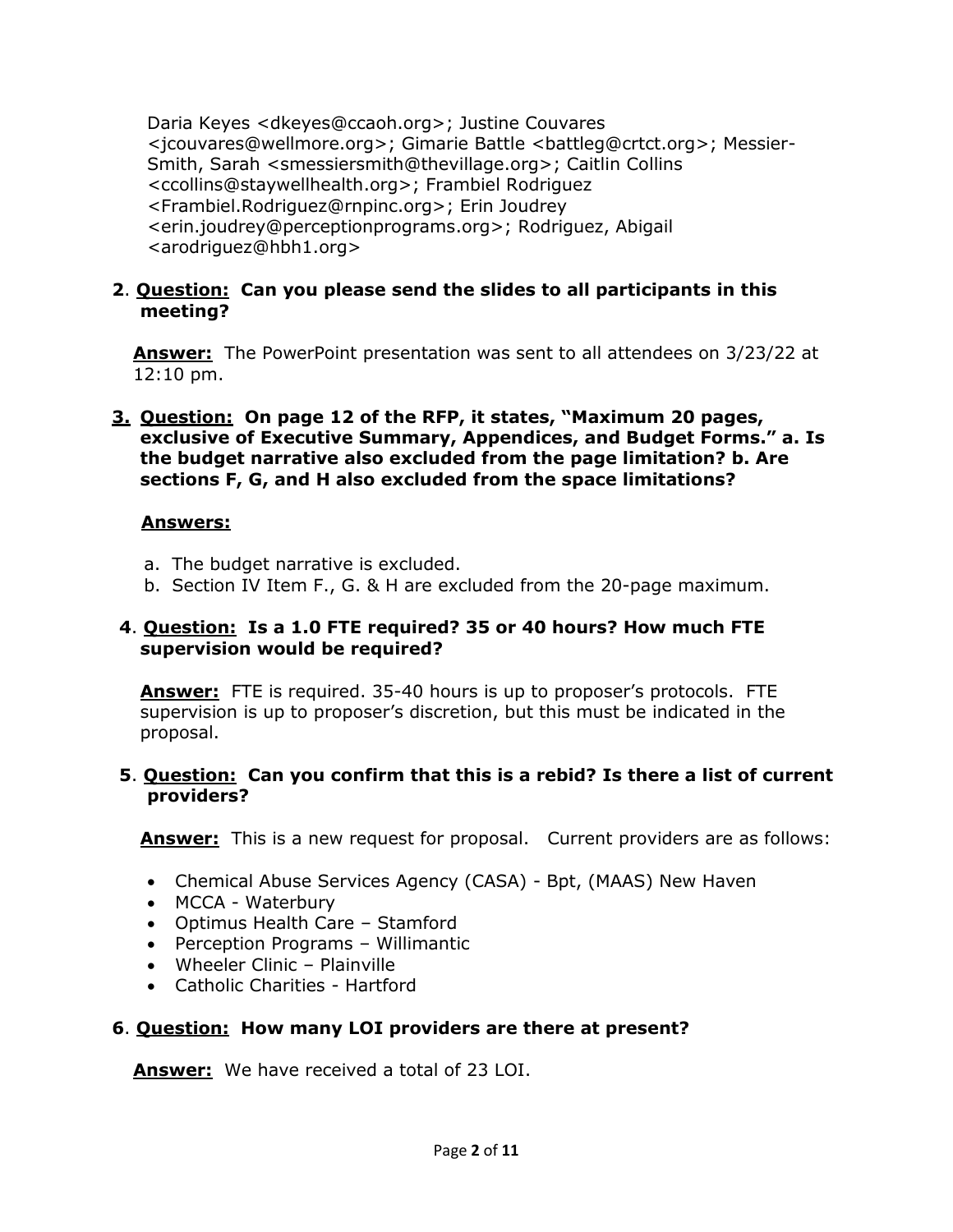Daria Keyes <dkeyes@ccaoh.org>; Justine Couvares <jcouvares@wellmore.org>; Gimarie Battle <battleg@crtct.org>; Messier-Smith, Sarah <smessiersmith@thevillage.org>; Caitlin Collins <ccollins@staywellhealth.org>; Frambiel Rodriguez <Frambiel.Rodriguez@rnpinc.org>; Erin Joudrey <erin.joudrey@perceptionprograms.org>; Rodriguez, Abigail <arodriguez@hbh1.org>

**2**. **<u>Question:</u> Can you please send the slides to all participants in this meeting?**

**<u>Answer:</u>** The PowerPoint presentation was sent to all attendees on 3/23/22 at 12:10 pm.

**<u>3.</u> <u>Question:</u> On page 12 of the RFP, it states, "Maximum 20 pages, exclusive of Executive Summary, Appendices, and Budget Forms." a. Is the budget narrative also excluded from the page limitation? b. Are sections F, G, and H also excluded from the space limitations?**

**<u>Answers:</u>**

a. The budget narrative is excluded.
b. Section IV Item F., G. & H are excluded from the 20-page maximum.

**4**. **<u>Question:</u> Is a 1.0 FTE required? 35 or 40 hours? How much FTE supervision would be required?**

**<u>Answer:</u>** FTE is required. 35-40 hours is up to proposer's protocols. FTE supervision is up to proposer's discretion, but this must be indicated in the proposal.

**5**. **<u>Question:</u> Can you confirm that this is a rebid? Is there a list of current providers?**

**<u>Answer:</u>** This is a new request for proposal. Current providers are as follows:

- Chemical Abuse Services Agency (CASA) - Bpt, (MAAS) New Haven
- MCCA - Waterbury
- Optimus Health Care – Stamford
- Perception Programs – Willimantic
- Wheeler Clinic – Plainville
- Catholic Charities - Hartford

**6**. **<u>Question:</u> How many LOI providers are there at present?**

**<u>Answer:</u>** We have received a total of 23 LOI.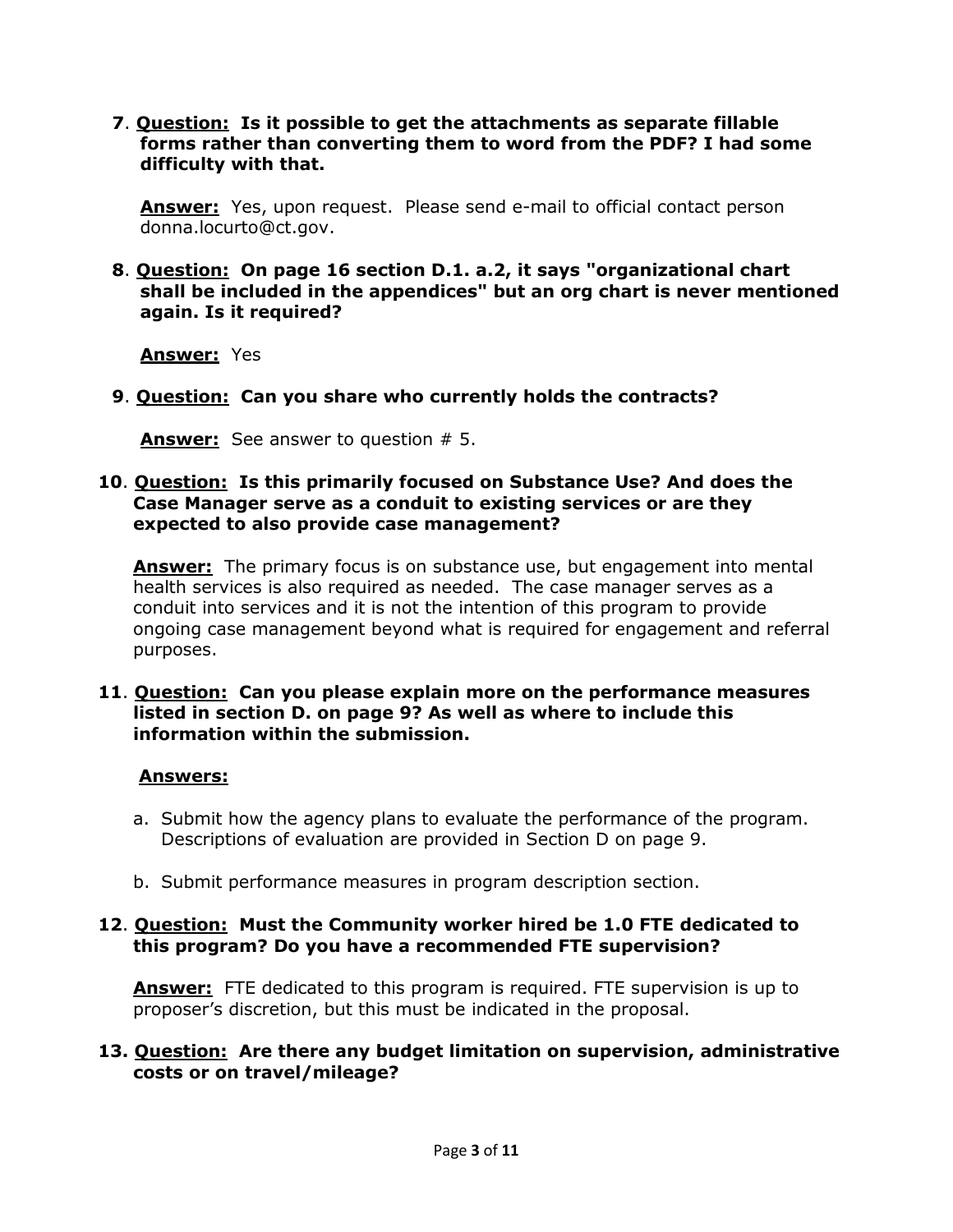**7**. **Question: Is it possible to get the attachments as separate fillable forms rather than converting them to word from the PDF? I had some difficulty with that.**

**Answer:** Yes, upon request. Please send e-mail to official contact person donna.locurto@ct.gov.

**8**. **Question: On page 16 section D.1. a.2, it says "organizational chart shall be included in the appendices" but an org chart is never mentioned again. Is it required?**

**Answer:** Yes

**9**. **Question: Can you share who currently holds the contracts?**

**Answer:** See answer to question # 5.

**10**. **Question: Is this primarily focused on Substance Use? And does the Case Manager serve as a conduit to existing services or are they expected to also provide case management?**

**Answer:** The primary focus is on substance use, but engagement into mental health services is also required as needed. The case manager serves as a conduit into services and it is not the intention of this program to provide ongoing case management beyond what is required for engagement and referral purposes.

**11**. **Question: Can you please explain more on the performance measures listed in section D. on page 9? As well as where to include this information within the submission.**

**Answers:**

a. Submit how the agency plans to evaluate the performance of the program. Descriptions of evaluation are provided in Section D on page 9.

b. Submit performance measures in program description section.

**12**. **Question: Must the Community worker hired be 1.0 FTE dedicated to this program? Do you have a recommended FTE supervision?**

**Answer:** FTE dedicated to this program is required. FTE supervision is up to proposer's discretion, but this must be indicated in the proposal.

**13. Question: Are there any budget limitation on supervision, administrative costs or on travel/mileage?**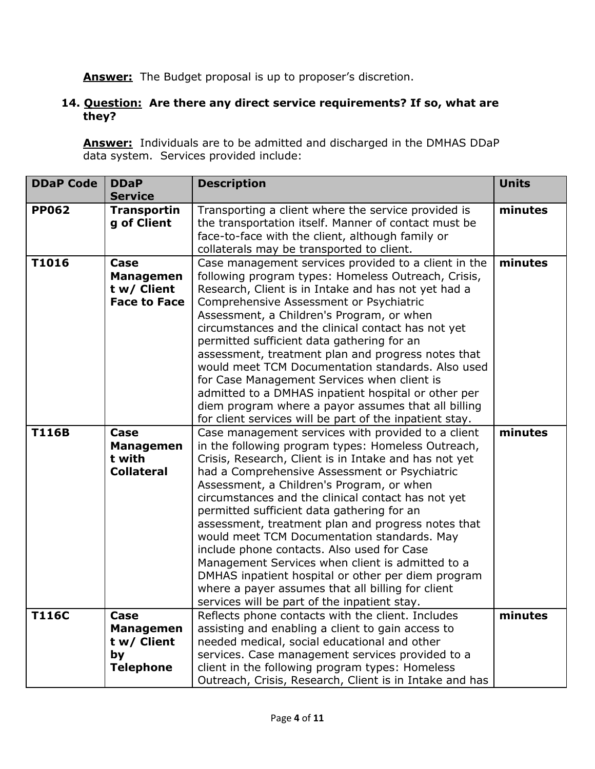**Answer:** The Budget proposal is up to proposer's discretion.

14. **Question: Are there any direct service requirements? If so, what are they?**

 **Answer:** Individuals are to be admitted and discharged in the DMHAS DDaP data system. Services provided include:

| DDaP Code | DDaP Service | Description | Units |
|---|---|---|---|
| **PP062** | **Transporting of Client** | Transporting a client where the service provided is the transportation itself. Manner of contact must be face-to-face with the client, although family or collaterals may be transported to client. | **minutes** |
| **T1016** | **Case Management w/ Client Face to Face** | Case management services provided to a client in the following program types: Homeless Outreach, Crisis, Research, Client is in Intake and has not yet had a Comprehensive Assessment or Psychiatric Assessment, a Children's Program, or when circumstances and the clinical contact has not yet permitted sufficient data gathering for an assessment, treatment plan and progress notes that would meet TCM Documentation standards. Also used for Case Management Services when client is admitted to a DMHAS inpatient hospital or other per diem program where a payor assumes that all billing for client services will be part of the inpatient stay. | **minutes** |
| **T116B** | **Case Management with Collateral** | Case management services with provided to a client in the following program types: Homeless Outreach, Crisis, Research, Client is in Intake and has not yet had a Comprehensive Assessment or Psychiatric Assessment, a Children's Program, or when circumstances and the clinical contact has not yet permitted sufficient data gathering for an assessment, treatment plan and progress notes that would meet TCM Documentation standards. May include phone contacts. Also used for Case Management Services when client is admitted to a DMHAS inpatient hospital or other per diem program where a payer assumes that all billing for client services will be part of the inpatient stay. | **minutes** |
| **T116C** | **Case Management w/ Client by Telephone** | Reflects phone contacts with the client. Includes assisting and enabling a client to gain access to needed medical, social educational and other services. Case management services provided to a client in the following program types: Homeless Outreach, Crisis, Research, Client is in Intake and has | **minutes** |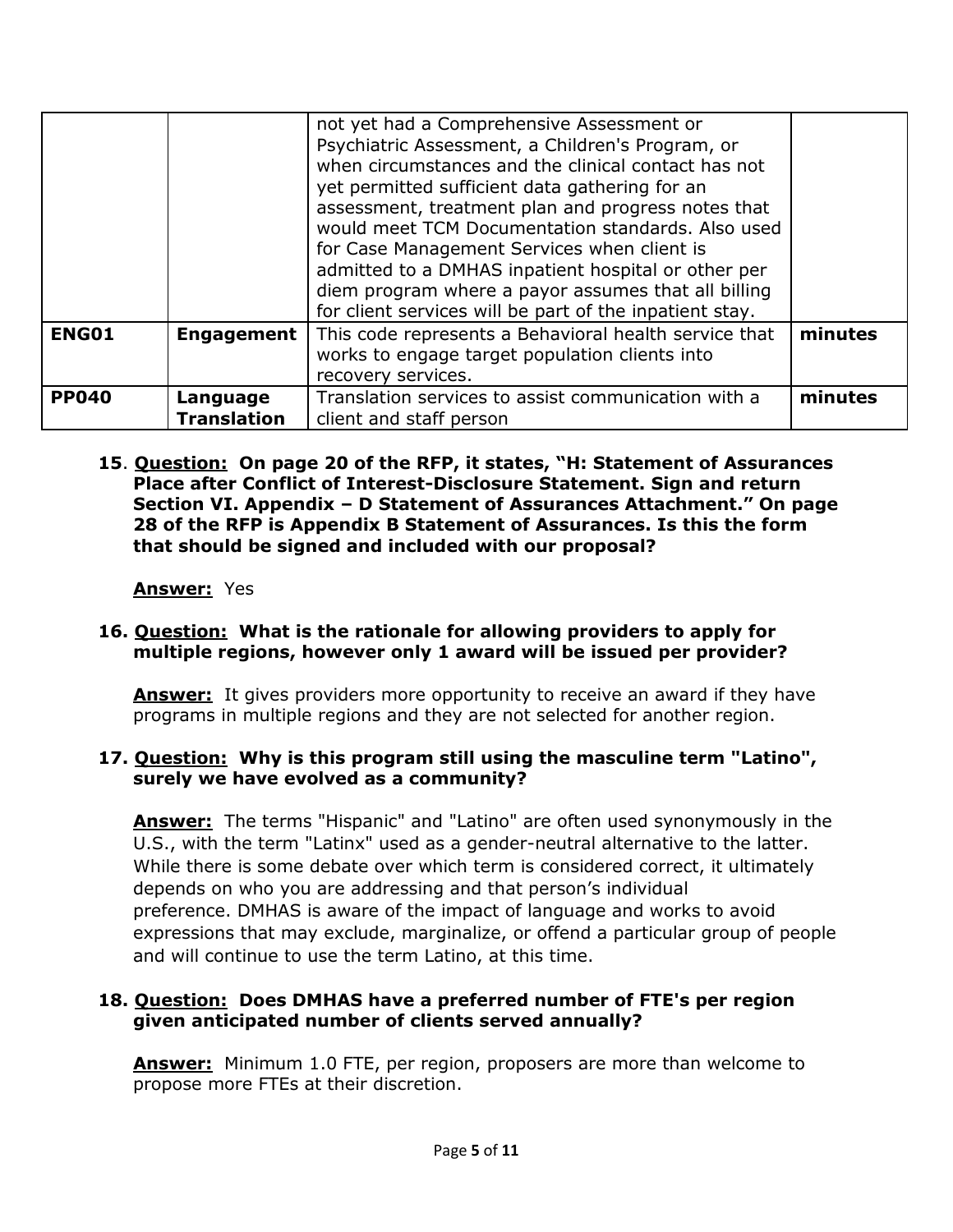| | | not yet had a Comprehensive Assessment or Psychiatric Assessment, a Children's Program, or when circumstances and the clinical contact has not yet permitted sufficient data gathering for an assessment, treatment plan and progress notes that would meet TCM Documentation standards. Also used for Case Management Services when client is admitted to a DMHAS inpatient hospital or other per diem program where a payor assumes that all billing for client services will be part of the inpatient stay. | |
|---|---|---|---|
| **ENG01** | **Engagement** | This code represents a Behavioral health service that works to engage target population clients into recovery services. | **minutes** |
| **PP040** | **Language Translation** | Translation services to assist communication with a client and staff person | **minutes** |

15. **Question: On page 20 of the RFP, it states, "H: Statement of Assurances Place after Conflict of Interest-Disclosure Statement. Sign and return Section VI. Appendix – D Statement of Assurances Attachment." On page 28 of the RFP is Appendix B Statement of Assurances. Is this the form that should be signed and included with our proposal?**

    **Answer:** Yes

16. **Question: What is the rationale for allowing providers to apply for multiple regions, however only 1 award will be issued per provider?**

    **Answer:** It gives providers more opportunity to receive an award if they have programs in multiple regions and they are not selected for another region.

17. **Question: Why is this program still using the masculine term "Latino", surely we have evolved as a community?**

    **Answer:** The terms "Hispanic" and "Latino" are often used synonymously in the U.S., with the term "Latinx" used as a gender-neutral alternative to the latter. While there is some debate over which term is considered correct, it ultimately depends on who you are addressing and that person's individual preference. DMHAS is aware of the impact of language and works to avoid expressions that may exclude, marginalize, or offend a particular group of people and will continue to use the term Latino, at this time.

18. **Question: Does DMHAS have a preferred number of FTE's per region given anticipated number of clients served annually?**

    **Answer:** Minimum 1.0 FTE, per region, proposers are more than welcome to propose more FTEs at their discretion.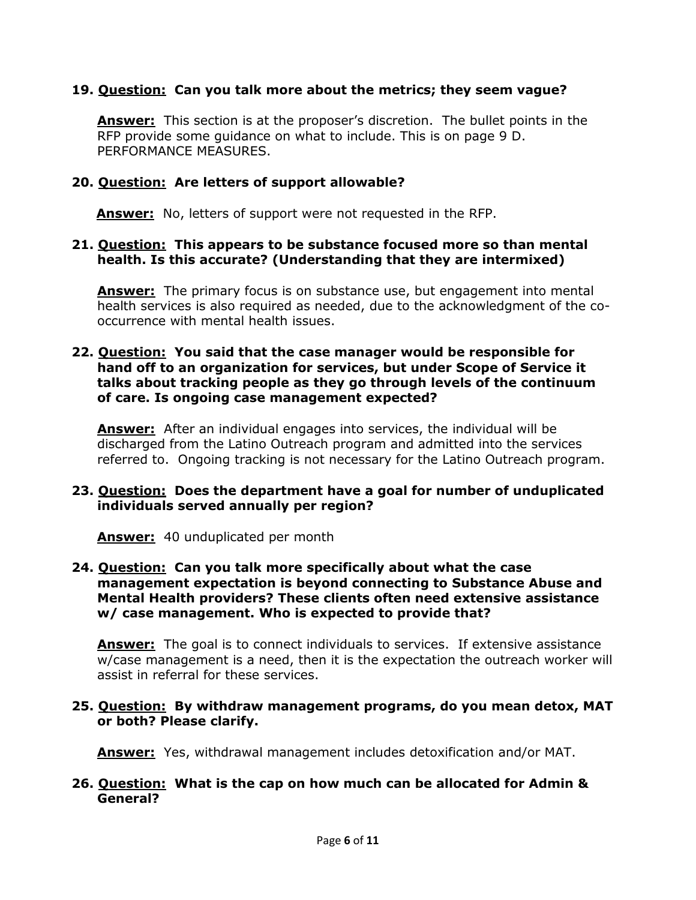**19. <u>Question:</u> Can you talk more about the metrics; they seem vague?**

<u>**Answer:**</u> This section is at the proposer's discretion. The bullet points in the RFP provide some guidance on what to include. This is on page 9 D. PERFORMANCE MEASURES.

**20. <u>Question:</u> Are letters of support allowable?**

<u>**Answer:**</u> No, letters of support were not requested in the RFP.

**21. <u>Question:</u> This appears to be substance focused more so than mental health. Is this accurate? (Understanding that they are intermixed)**

<u>**Answer:**</u> The primary focus is on substance use, but engagement into mental health services is also required as needed, due to the acknowledgment of the co-occurrence with mental health issues.

**22. <u>Question:</u> You said that the case manager would be responsible for hand off to an organization for services, but under Scope of Service it talks about tracking people as they go through levels of the continuum of care. Is ongoing case management expected?**

<u>**Answer:**</u> After an individual engages into services, the individual will be discharged from the Latino Outreach program and admitted into the services referred to. Ongoing tracking is not necessary for the Latino Outreach program.

**23. <u>Question:</u> Does the department have a goal for number of unduplicated individuals served annually per region?**

<u>**Answer:**</u> 40 unduplicated per month

**24. <u>Question:</u> Can you talk more specifically about what the case management expectation is beyond connecting to Substance Abuse and Mental Health providers? These clients often need extensive assistance w/ case management. Who is expected to provide that?**

<u>**Answer:**</u> The goal is to connect individuals to services. If extensive assistance w/case management is a need, then it is the expectation the outreach worker will assist in referral for these services.

**25. <u>Question:</u> By withdraw management programs, do you mean detox, MAT or both? Please clarify.**

<u>**Answer:**</u> Yes, withdrawal management includes detoxification and/or MAT.

**26. <u>Question:</u> What is the cap on how much can be allocated for Admin & General?**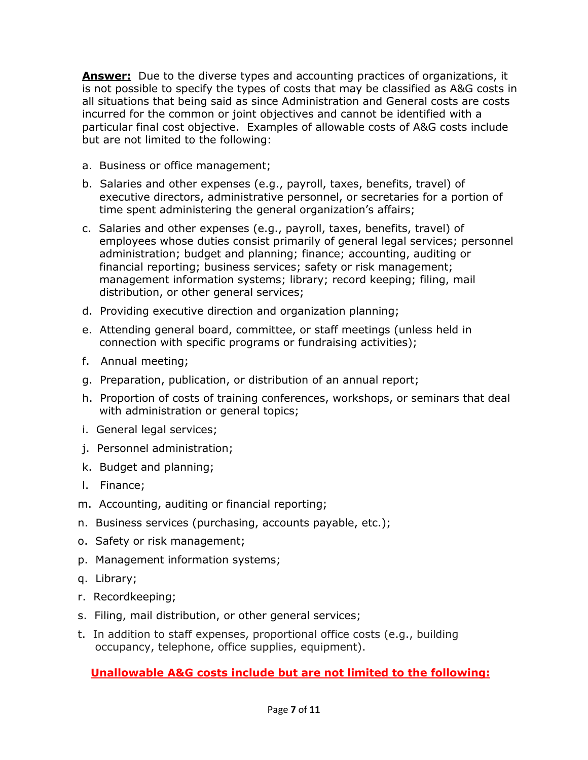**Answer:** Due to the diverse types and accounting practices of organizations, it is not possible to specify the types of costs that may be classified as A&G costs in all situations that being said as since Administration and General costs are costs incurred for the common or joint objectives and cannot be identified with a particular final cost objective. Examples of allowable costs of A&G costs include but are not limited to the following:

a. Business or office management;

b. Salaries and other expenses (e.g., payroll, taxes, benefits, travel) of executive directors, administrative personnel, or secretaries for a portion of time spent administering the general organization's affairs;

c. Salaries and other expenses (e.g., payroll, taxes, benefits, travel) of employees whose duties consist primarily of general legal services; personnel administration; budget and planning; finance; accounting, auditing or financial reporting; business services; safety or risk management; management information systems; library; record keeping; filing, mail distribution, or other general services;

d. Providing executive direction and organization planning;

e. Attending general board, committee, or staff meetings (unless held in connection with specific programs or fundraising activities);

f. Annual meeting;

g. Preparation, publication, or distribution of an annual report;

h. Proportion of costs of training conferences, workshops, or seminars that deal with administration or general topics;

i. General legal services;

j. Personnel administration;

k. Budget and planning;

l. Finance;

m. Accounting, auditing or financial reporting;

n. Business services (purchasing, accounts payable, etc.);

o. Safety or risk management;

p. Management information systems;

q. Library;

r. Recordkeeping;

s. Filing, mail distribution, or other general services;

t. In addition to staff expenses, proportional office costs (e.g., building occupancy, telephone, office supplies, equipment).

**Unallowable A&G costs include but are not limited to the following:**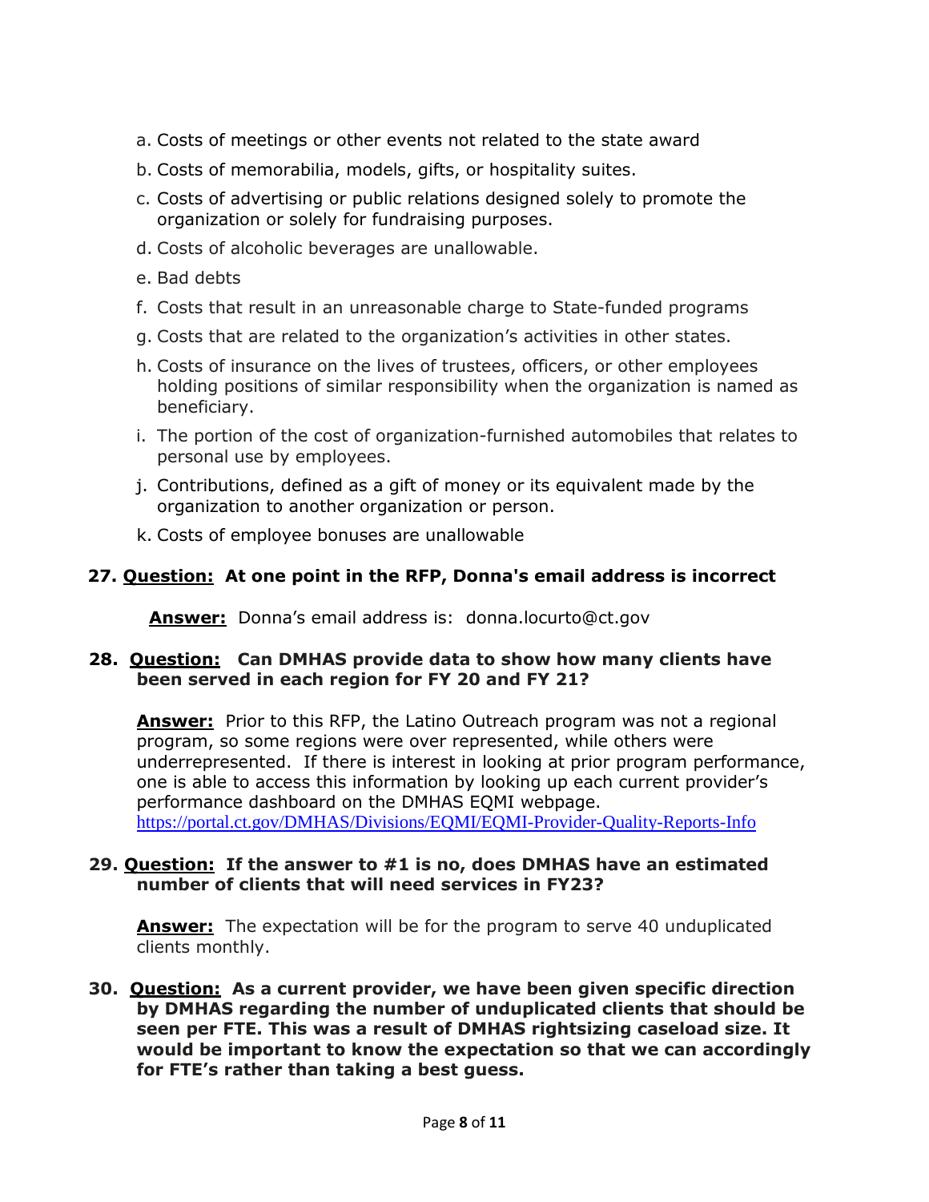a. Costs of meetings or other events not related to the state award
b. Costs of memorabilia, models, gifts, or hospitality suites.
c. Costs of advertising or public relations designed solely to promote the organization or solely for fundraising purposes.
d. Costs of alcoholic beverages are unallowable.
e. Bad debts
f. Costs that result in an unreasonable charge to State-funded programs
g. Costs that are related to the organization's activities in other states.
h. Costs of insurance on the lives of trustees, officers, or other employees holding positions of similar responsibility when the organization is named as beneficiary.
i. The portion of the cost of organization-furnished automobiles that relates to personal use by employees.
j. Contributions, defined as a gift of money or its equivalent made by the organization to another organization or person.
k. Costs of employee bonuses are unallowable

**27. <u>Question:</u> At one point in the RFP, Donna's email address is incorrect**

**<u>Answer:</u>** Donna's email address is: donna.locurto@ct.gov

**28. <u>Question:</u> Can DMHAS provide data to show how many clients have been served in each region for FY 20 and FY 21?**

**<u>Answer:</u>** Prior to this RFP, the Latino Outreach program was not a regional program, so some regions were over represented, while others were underrepresented. If there is interest in looking at prior program performance, one is able to access this information by looking up each current provider's performance dashboard on the DMHAS EQMI webpage. https://portal.ct.gov/DMHAS/Divisions/EQMI/EQMI-Provider-Quality-Reports-Info

**29. <u>Question:</u> If the answer to #1 is no, does DMHAS have an estimated number of clients that will need services in FY23?**

**<u>Answer:</u>** The expectation will be for the program to serve 40 unduplicated clients monthly.

**30. <u>Question:</u> As a current provider, we have been given specific direction by DMHAS regarding the number of unduplicated clients that should be seen per FTE. This was a result of DMHAS rightsizing caseload size. It would be important to know the expectation so that we can accordingly for FTE's rather than taking a best guess.**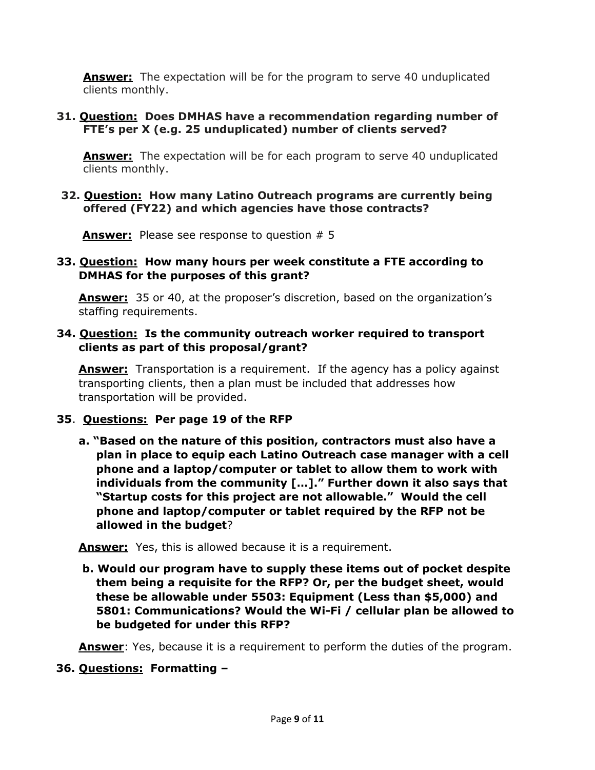**Answer:** The expectation will be for the program to serve 40 unduplicated clients monthly.

31. **Question: Does DMHAS have a recommendation regarding number of FTE's per X (e.g. 25 unduplicated) number of clients served?**

    **Answer:** The expectation will be for each program to serve 40 unduplicated clients monthly.

32. **Question: How many Latino Outreach programs are currently being offered (FY22) and which agencies have those contracts?**

    **Answer:** Please see response to question # 5

33. **Question: How many hours per week constitute a FTE according to DMHAS for the purposes of this grant?**

    **Answer:** 35 or 40, at the proposer's discretion, based on the organization's staffing requirements.

34. **Question: Is the community outreach worker required to transport clients as part of this proposal/grant?**

    **Answer:** Transportation is a requirement. If the agency has a policy against transporting clients, then a plan must be included that addresses how transportation will be provided.

35. **Questions: Per page 19 of the RFP**

    a. **"Based on the nature of this position, contractors must also have a plan in place to equip each Latino Outreach case manager with a cell phone and a laptop/computer or tablet to allow them to work with individuals from the community [...]." Further down it also says that "Startup costs for this project are not allowable." Would the cell phone and laptop/computer or tablet required by the RFP not be allowed in the budget**?

    **Answer:** Yes, this is allowed because it is a requirement.

    b. **Would our program have to supply these items out of pocket despite them being a requisite for the RFP? Or, per the budget sheet, would these be allowable under 5503: Equipment (Less than $5,000) and 5801: Communications? Would the Wi-Fi / cellular plan be allowed to be budgeted for under this RFP?**

    **Answer**: Yes, because it is a requirement to perform the duties of the program.

36. **Questions: Formatting –**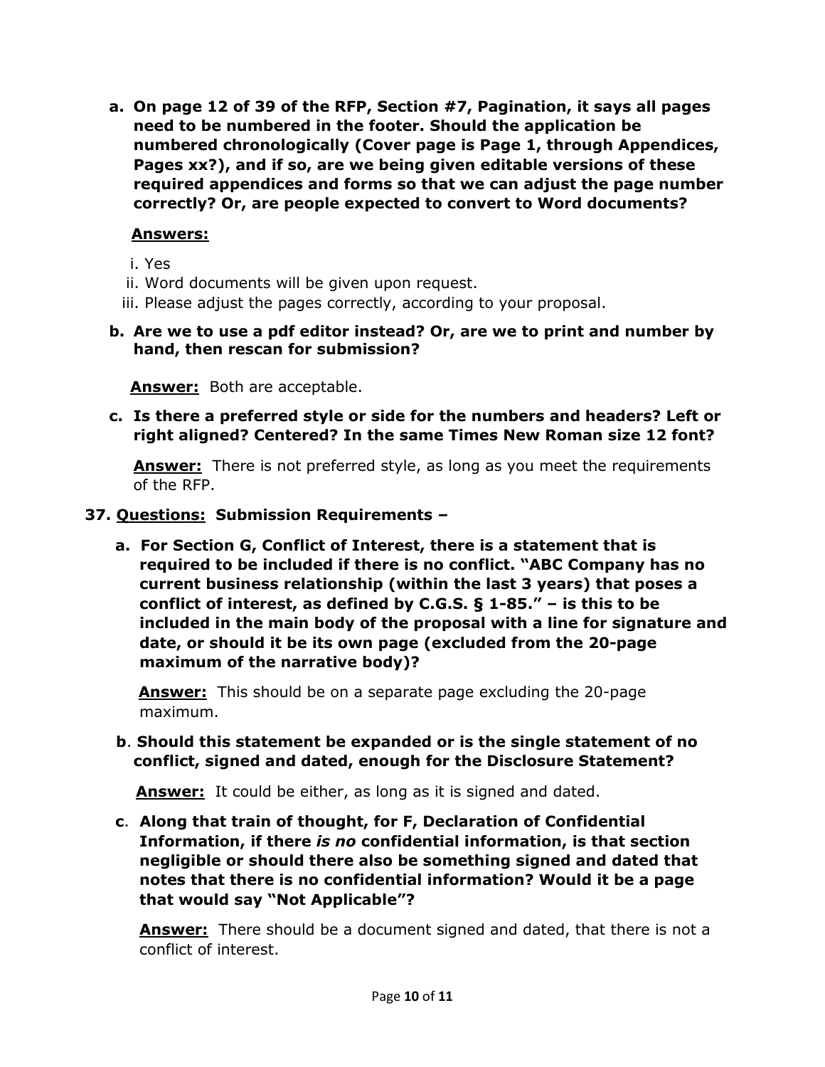a. **On page 12 of 39 of the RFP, Section #7, Pagination, it says all pages need to be numbered in the footer. Should the application be numbered chronologically (Cover page is Page 1, through Appendices, Pages xx?), and if so, are we being given editable versions of these required appendices and forms so that we can adjust the page number correctly? Or, are people expected to convert to Word documents?**

   **<u>Answers:</u>**

   i. Yes
   ii. Word documents will be given upon request.
   iii. Please adjust the pages correctly, according to your proposal.

b. **Are we to use a pdf editor instead? Or, are we to print and number by hand, then rescan for submission?**

   **<u>Answer:</u>** Both are acceptable.

c. **Is there a preferred style or side for the numbers and headers? Left or right aligned? Centered? In the same Times New Roman size 12 font?**

   **<u>Answer:</u>** There is not preferred style, as long as you meet the requirements of the RFP.

**37. <u>Questions:</u> Submission Requirements –**

a. **For Section G, Conflict of Interest, there is a statement that is required to be included if there is no conflict. "ABC Company has no current business relationship (within the last 3 years) that poses a conflict of interest, as defined by C.G.S. § 1-85." – is this to be included in the main body of the proposal with a line for signature and date, or should it be its own page (excluded from the 20-page maximum of the narrative body)?**

   **<u>Answer:</u>** This should be on a separate page excluding the 20-page maximum.

b. **Should this statement be expanded or is the single statement of no conflict, signed and dated, enough for the Disclosure Statement?**

   **<u>Answer:</u>** It could be either, as long as it is signed and dated.

c. **Along that train of thought, for F, Declaration of Confidential Information, if there *is no* confidential information, is that section negligible or should there also be something signed and dated that notes that there is no confidential information? Would it be a page that would say "Not Applicable"?**

   **<u>Answer:</u>** There should be a document signed and dated, that there is not a conflict of interest.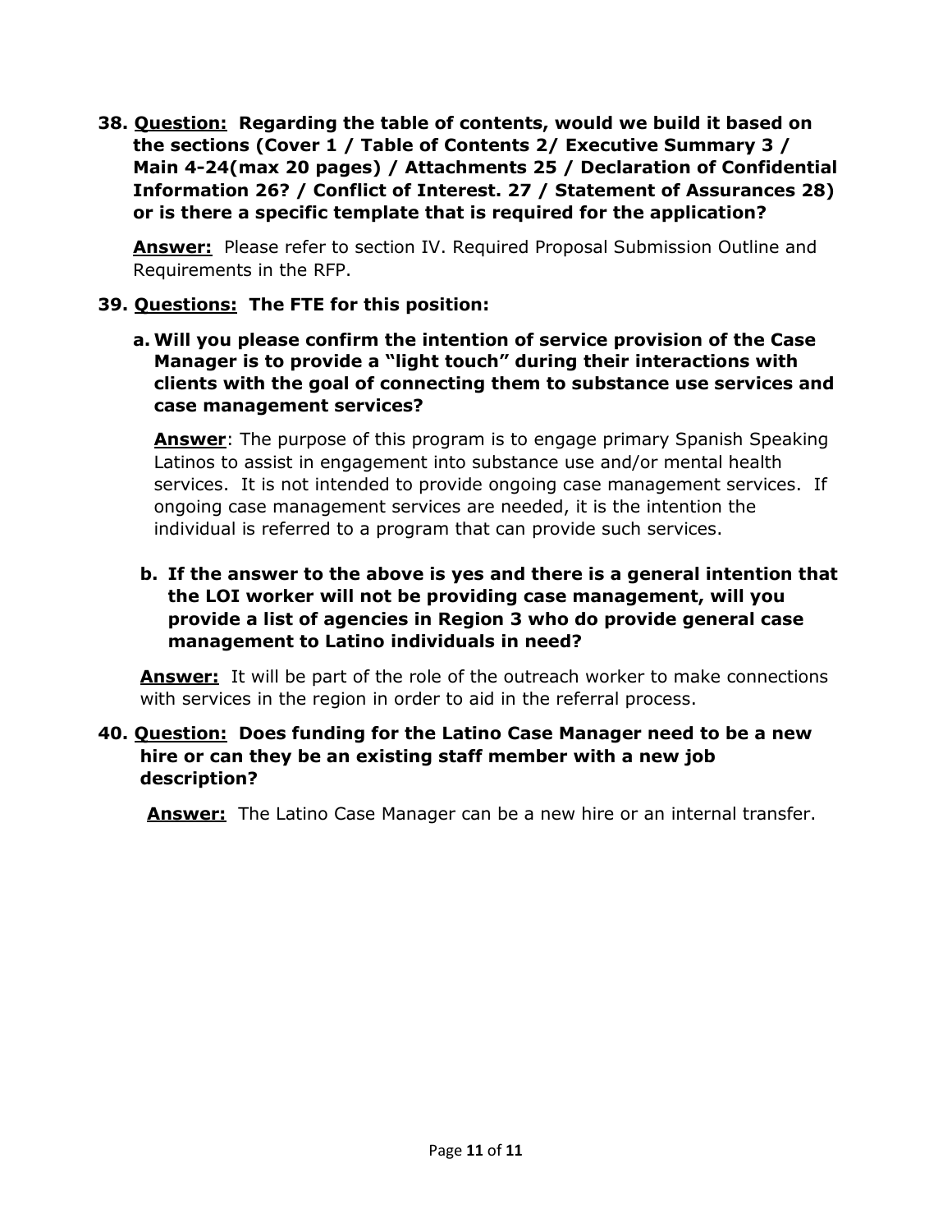38. **<u>Question:</u> Regarding the table of contents, would we build it based on the sections (Cover 1 / Table of Contents 2/ Executive Summary 3 / Main 4-24(max 20 pages) / Attachments 25 / Declaration of Confidential Information 26? / Conflict of Interest. 27 / Statement of Assurances 28) or is there a specific template that is required for the application?**

    **<u>Answer:</u>** Please refer to section IV. Required Proposal Submission Outline and Requirements in the RFP.

39. **<u>Questions:</u> The FTE for this position:**

    a. **Will you please confirm the intention of service provision of the Case Manager is to provide a "light touch" during their interactions with clients with the goal of connecting them to substance use services and case management services?**

       **<u>Answer</u>**: The purpose of this program is to engage primary Spanish Speaking Latinos to assist in engagement into substance use and/or mental health services. It is not intended to provide ongoing case management services. If ongoing case management services are needed, it is the intention the individual is referred to a program that can provide such services.

    b. **If the answer to the above is yes and there is a general intention that the LOI worker will not be providing case management, will you provide a list of agencies in Region 3 who do provide general case management to Latino individuals in need?**

       **<u>Answer:</u>** It will be part of the role of the outreach worker to make connections with services in the region in order to aid in the referral process.

40. **<u>Question:</u> Does funding for the Latino Case Manager need to be a new hire or can they be an existing staff member with a new job description?**

    **<u>Answer:</u>** The Latino Case Manager can be a new hire or an internal transfer.